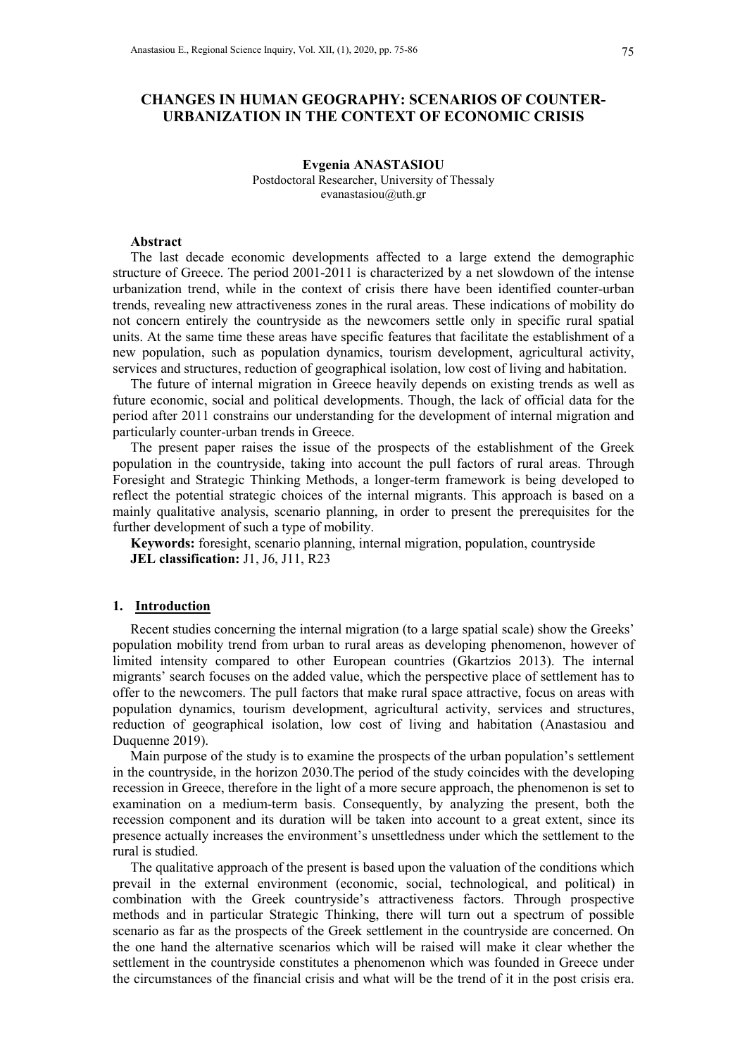# CHANGES IN HUMAN GEOGRAPHY: SCENARIOS OF COUNTER-URBANIZATION IN THE CONTEXT OF ECONOMIC CRISIS

**Evgenia ANASTASIOU**

Postdoctoral Researcher, University of Thessaly

evanastasiou@uth.gr

### Abstract

The last decade economic developments affected to a large extend the demographic structure of Greece. The period 2001-2011 is characterized by a net slowdown of the intense urbanization trend, while in the context of crisis there have been identified counter-urban trends, revealing new attractiveness zones in the rural areas. These indications of mobility do not concern entirely the countryside as the newcomers settle only in specific rural spatial units. At the same time these areas have specific features that facilitate the establishment of a new population, such as population dynamics, tourism development, agricultural activity, services and structures, reduction of geographical isolation, low cost of living and habitation.

The future of internal migration in Greece heavily depends on existing trends as well as future economic, social and political developments. Though, the lack of official data for the period after 2011 constrains our understanding for the development of internal migration and particularly counter-urban trends in Greece.

The present paper raises the issue of the prospects of the establishment of the Greek population in the countryside, taking into account the pull factors of rural areas. Through Foresight and Strategic Thinking Methods, a longer-term framework is being developed to reflect the potential strategic choices of the internal migrants. This approach is based on a mainly qualitative analysis, scenario planning, in order to present the prerequisites for the further development of such a type of mobility.

**Keywords:** foresight, scenario planning, internal migration, population, countryside

**JEL classification:** J1, J6, J11, R23

## 1. Introduction

Recent studies concerning the internal migration (to a large spatial scale) show the Greeks' population mobility trend from urban to rural areas as developing phenomenon, however of limited intensity compared to other European countries (Gkartzios 2013). The internal migrants' search focuses on the added value, which the perspective place of settlement has to offer to the newcomers. The pull factors that make rural space attractive, focus on areas with population dynamics, tourism development, agricultural activity, services and structures, reduction of geographical isolation, low cost of living and habitation (Anastasiou and Duquenne 2019).

Main purpose of the study is to examine the prospects of the urban population's settlement in the countryside, in the horizon 2030.The period of the study coincides with the developing recession in Greece, therefore in the light of a more secure approach, the phenomenon is set to examination on a medium-term basis. Consequently, by analyzing the present, both the recession component and its duration will be taken into account to a great extent, since its presence actually increases the environment's unsettledness under which the settlement to the rural is studied.

The qualitative approach of the present is based upon the valuation of the conditions which prevail in the external environment (economic, social, technological, and political) in combination with the Greek countryside's attractiveness factors. Through prospective methods and in particular Strategic Thinking, there will turn out a spectrum of possible scenario as far as the prospects of the Greek settlement in the countryside are concerned. On the one hand the alternative scenarios which will be raised will make it clear whether the settlement in the countryside constitutes a phenomenon which was founded in Greece under the circumstances of the financial crisis and what will be the trend of it in the post crisis era.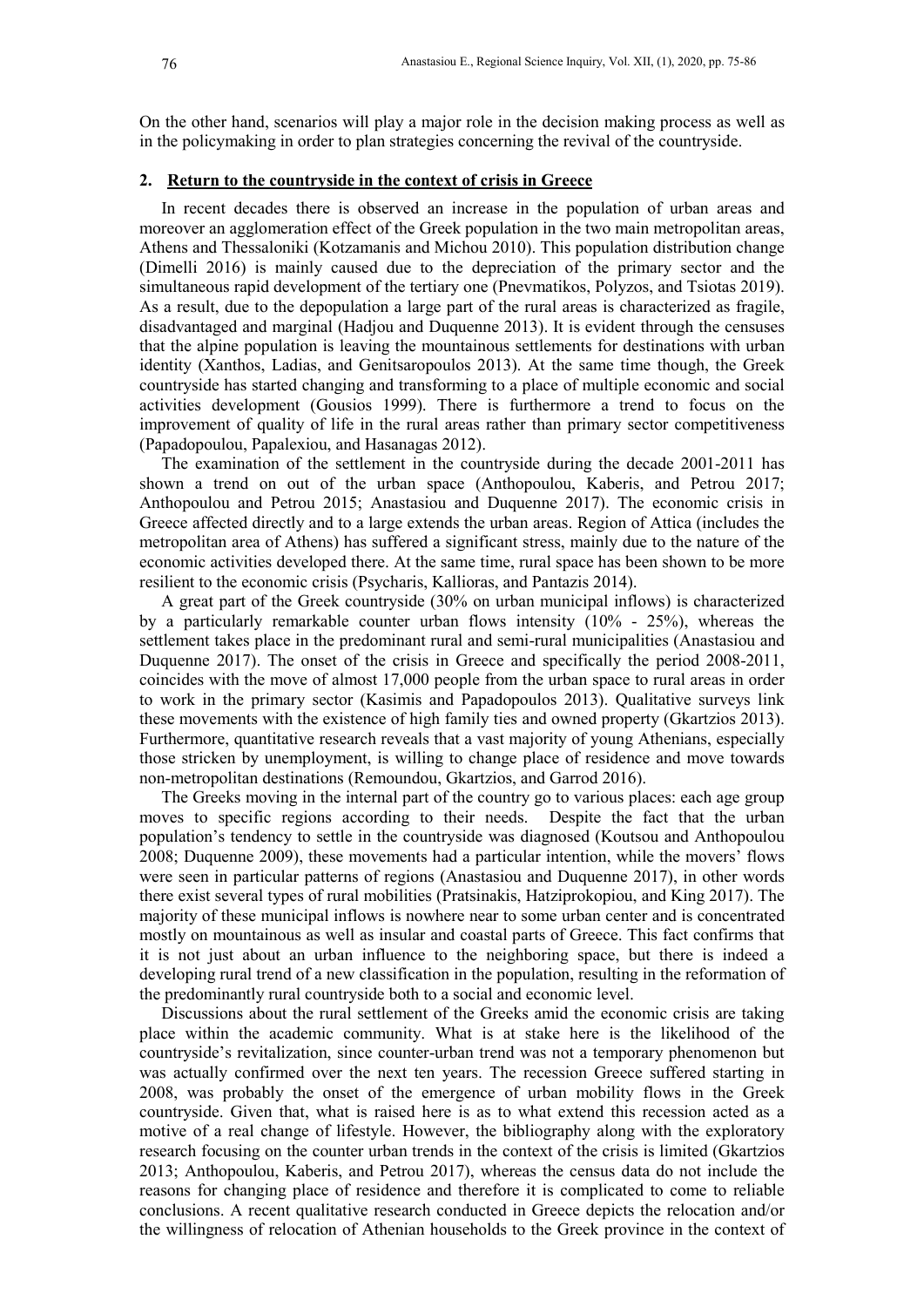On the other hand, scenarios will play a major role in the decision making process as well as in the policymaking in order to plan strategies concerning the revival of the countryside.

## 2. Return to the countryside in the context of crisis in Greece

In recent decades there is observed an increase in the population of urban areas and moreover an agglomeration effect of the Greek population in the two main metropolitan areas, Athens and Thessaloniki (Kotzamanis and Michou 2010). This population distribution change (Dimelli 2016) is mainly caused due to the depreciation of the primary sector and the simultaneous rapid development of the tertiary one (Pnevmatikos, Polyzos, and Tsiotas 2019). As a result, due to the depopulation a large part of the rural areas is characterized as fragile, disadvantaged and marginal (Hadjou and Duquenne 2013). It is evident through the censuses that the alpine population is leaving the mountainous settlements for destinations with urban identity (Xanthos, Ladias, and Genitsaropoulos 2013). At the same time though, the Greek countryside has started changing and transforming to a place of multiple economic and social activities development (Gousios 1999). There is furthermore a trend to focus on the improvement of quality of life in the rural areas rather than primary sector competitiveness (Papadopoulou, Papalexiou, and Hasanagas 2012).

The examination of the settlement in the countryside during the decade 2001-2011 has shown a trend on out of the urban space (Anthopoulou, Kaberis, and Petrou 2017; Anthopoulou and Petrou 2015; Anastasiou and Duquenne 2017). The economic crisis in Greece affected directly and to a large extends the urban areas. Region of Attica (includes the metropolitan area of Athens) has suffered a significant stress, mainly due to the nature of the economic activities developed there. At the same time, rural space has been shown to be more resilient to the economic crisis (Psycharis, Kallioras, and Pantazis 2014).

A great part of the Greek countryside (30% on urban municipal inflows) is characterized by a particularly remarkable counter urban flows intensity (10% - 25%), whereas the settlement takes place in the predominant rural and semi-rural municipalities (Anastasiou and Duquenne 2017). The onset of the crisis in Greece and specifically the period 2008-2011, coincides with the move of almost 17,000 people from the urban space to rural areas in order to work in the primary sector (Kasimis and Papadopoulos 2013). Qualitative surveys link these movements with the existence of high family ties and owned property (Gkartzios 2013). Furthermore, quantitative research reveals that a vast majority of young Athenians, especially those stricken by unemployment, is willing to change place of residence and move towards non-metropolitan destinations (Remoundou, Gkartzios, and Garrod 2016).

The Greeks moving in the internal part of the country go to various places: each age group moves to specific regions according to their needs. Despite the fact that the urban population's tendency to settle in the countryside was diagnosed (Koutsou and Anthopoulou 2008; Duquenne 2009), these movements had a particular intention, while the movers' flows were seen in particular patterns of regions (Anastasiou and Duquenne 2017), in other words there exist several types of rural mobilities (Pratsinakis, Hatziprokopiou, and King 2017). The majority of these municipal inflows is nowhere near to some urban center and is concentrated mostly on mountainous as well as insular and coastal parts of Greece. This fact confirms that it is not just about an urban influence to the neighboring space, but there is indeed a developing rural trend of a new classification in the population, resulting in the reformation of the predominantly rural countryside both to a social and economic level.

Discussions about the rural settlement of the Greeks amid the economic crisis are taking place within the academic community. What is at stake here is the likelihood of the countryside's revitalization, since counter-urban trend was not a temporary phenomenon but was actually confirmed over the next ten years. The recession Greece suffered starting in 2008, was probably the onset of the emergence of urban mobility flows in the Greek countryside. Given that, what is raised here is as to what extend this recession acted as a motive of a real change of lifestyle. However, the bibliography along with the exploratory research focusing on the counter urban trends in the context of the crisis is limited (Gkartzios 2013; Anthopoulou, Kaberis, and Petrou 2017), whereas the census data do not include the reasons for changing place of residence and therefore it is complicated to come to reliable conclusions. A recent qualitative research conducted in Greece depicts the relocation and/or the willingness of relocation of Athenian households to the Greek province in the context of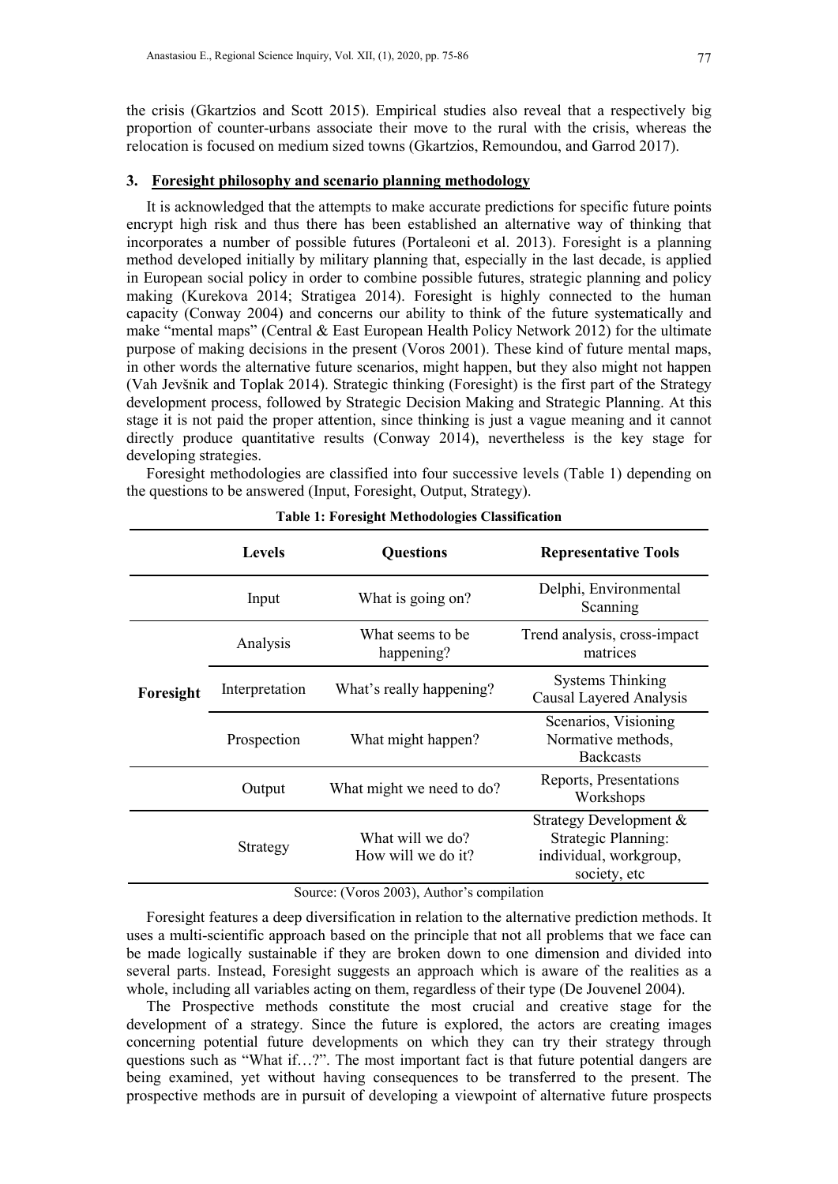the crisis (Gkartzios and Scott 2015). Empirical studies also reveal that a respectively big proportion of counter-urbans associate their move to the rural with the crisis, whereas the relocation is focused on medium sized towns (Gkartzios, Remoundou, and Garrod 2017).

## 3. Foresight philosophy and scenario planning methodology

It is acknowledged that the attempts to make accurate predictions for specific future points encrypt high risk and thus there has been established an alternative way of thinking that incorporates a number of possible futures (Portaleoni et al. 2013). Foresight is a planning method developed initially by military planning that, especially in the last decade, is applied in European social policy in order to combine possible futures, strategic planning and policy making (Kurekova 2014; Stratigea 2014). Foresight is highly connected to the human capacity (Conway 2004) and concerns our ability to think of the future systematically and make "mental maps" (Central & East European Health Policy Network 2012) for the ultimate purpose of making decisions in the present (Voros 2001). These kind of future mental maps, in other words the alternative future scenarios, might happen, but they also might not happen (Vah Jevšnik and Toplak 2014). Strategic thinking (Foresight) is the first part of the Strategy development process, followed by Strategic Decision Making and Strategic Planning. At this stage it is not paid the proper attention, since thinking is just a vague meaning and it cannot directly produce quantitative results (Conway 2014), nevertheless is the key stage for developing strategies.

Foresight methodologies are classified into four successive levels (Table 1) depending on the questions to be answered (Input, Foresight, Output, Strategy).

**Table 1: Foresight Methodologies Classification**

| | Levels | Questions | Representative Tools |
|---|---|---|---|
| | Input | What is going on? | Delphi, Environmental Scanning |
| **Foresight** | Analysis | What seems to be happening? | Trend analysis, cross-impact matrices |
| | Interpretation | What's really happening? | Systems Thinking Causal Layered Analysis |
| | Prospection | What might happen? | Scenarios, Visioning Normative methods, Backcasts |
| | Output | What might we need to do? | Reports, Presentations Workshops |
| | Strategy | What will we do? How will we do it? | Strategy Development & Strategic Planning: individual, workgroup, society, etc |

Source: (Voros 2003), Author's compilation

Foresight features a deep diversification in relation to the alternative prediction methods. It uses a multi-scientific approach based on the principle that not all problems that we face can be made logically sustainable if they are broken down to one dimension and divided into several parts. Instead, Foresight suggests an approach which is aware of the realities as a whole, including all variables acting on them, regardless of their type (De Jouvenel 2004).

The Prospective methods constitute the most crucial and creative stage for the development of a strategy. Since the future is explored, the actors are creating images concerning potential future developments on which they can try their strategy through questions such as "What if…?". The most important fact is that future potential dangers are being examined, yet without having consequences to be transferred to the present. The prospective methods are in pursuit of developing a viewpoint of alternative future prospects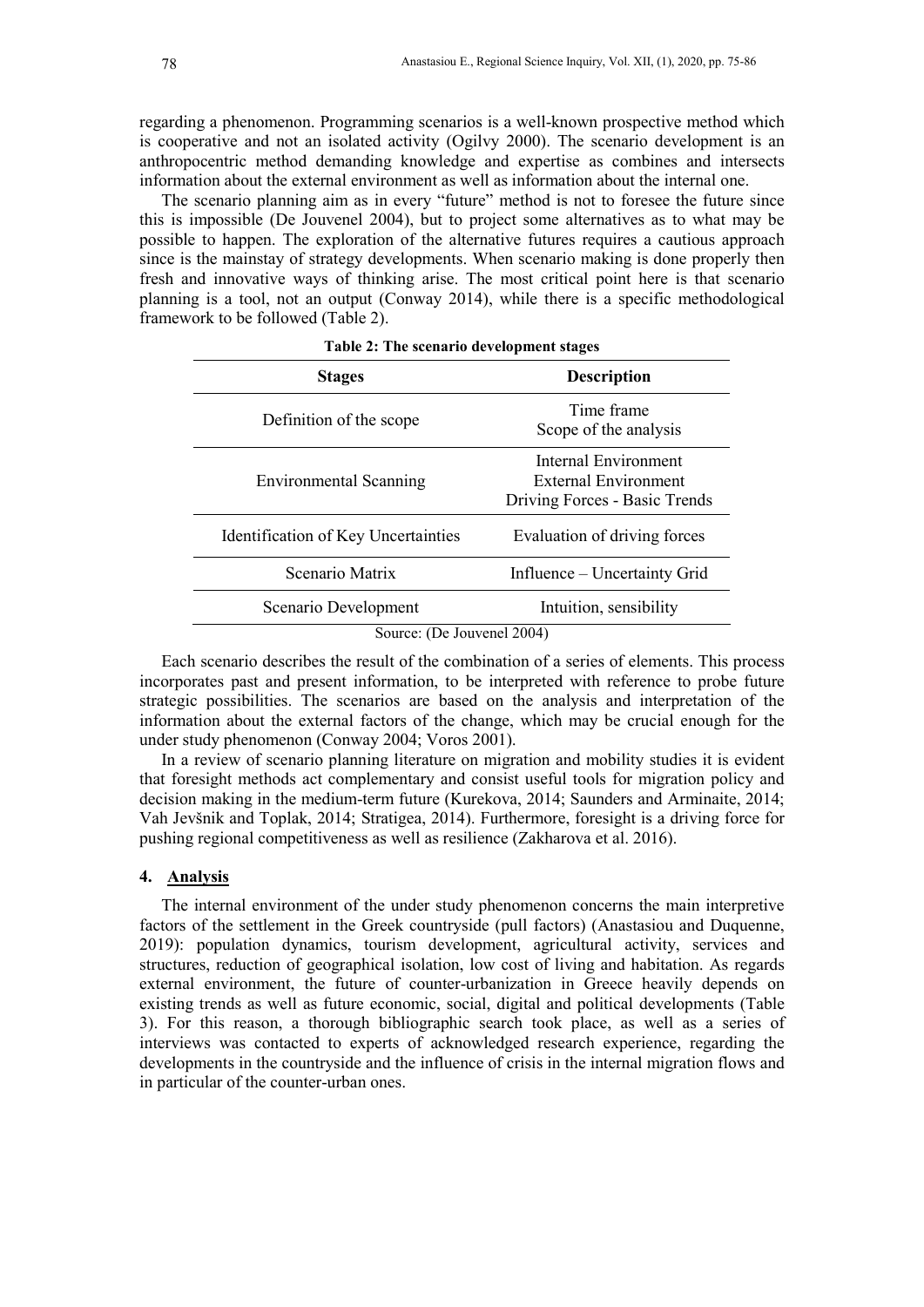regarding a phenomenon. Programming scenarios is a well-known prospective method which is cooperative and not an isolated activity (Ogilvy 2000). The scenario development is an anthropocentric method demanding knowledge and expertise as combines and intersects information about the external environment as well as information about the internal one.

The scenario planning aim as in every "future" method is not to foresee the future since this is impossible (De Jouvenel 2004), but to project some alternatives as to what may be possible to happen. The exploration of the alternative futures requires a cautious approach since is the mainstay of strategy developments. When scenario making is done properly then fresh and innovative ways of thinking arise. The most critical point here is that scenario planning is a tool, not an output (Conway 2014), while there is a specific methodological framework to be followed (Table 2).

**Table 2: The scenario development stages**

| Stages | Description |
|---|---|
| Definition of the scope | Time frame<br>Scope of the analysis |
| Environmental Scanning | Internal Environment<br>External Environment<br>Driving Forces - Basic Trends |
| Identification of Key Uncertainties | Evaluation of driving forces |
| Scenario Matrix | Influence – Uncertainty Grid |
| Scenario Development | Intuition, sensibility |

Source: (De Jouvenel 2004)

Each scenario describes the result of the combination of a series of elements. This process incorporates past and present information, to be interpreted with reference to probe future strategic possibilities. The scenarios are based on the analysis and interpretation of the information about the external factors of the change, which may be crucial enough for the under study phenomenon (Conway 2004; Voros 2001).

In a review of scenario planning literature on migration and mobility studies it is evident that foresight methods act complementary and consist useful tools for migration policy and decision making in the medium-term future (Kurekova, 2014; Saunders and Arminaite, 2014; Vah Jevšnik and Toplak, 2014; Stratigea, 2014). Furthermore, foresight is a driving force for pushing regional competitiveness as well as resilience (Zakharova et al. 2016).

## 4. Analysis

The internal environment of the under study phenomenon concerns the main interpretive factors of the settlement in the Greek countryside (pull factors) (Anastasiou and Duquenne, 2019): population dynamics, tourism development, agricultural activity, services and structures, reduction of geographical isolation, low cost of living and habitation. As regards external environment, the future of counter-urbanization in Greece heavily depends on existing trends as well as future economic, social, digital and political developments (Table 3). For this reason, a thorough bibliographic search took place, as well as a series of interviews was contacted to experts of acknowledged research experience, regarding the developments in the countryside and the influence of crisis in the internal migration flows and in particular of the counter-urban ones.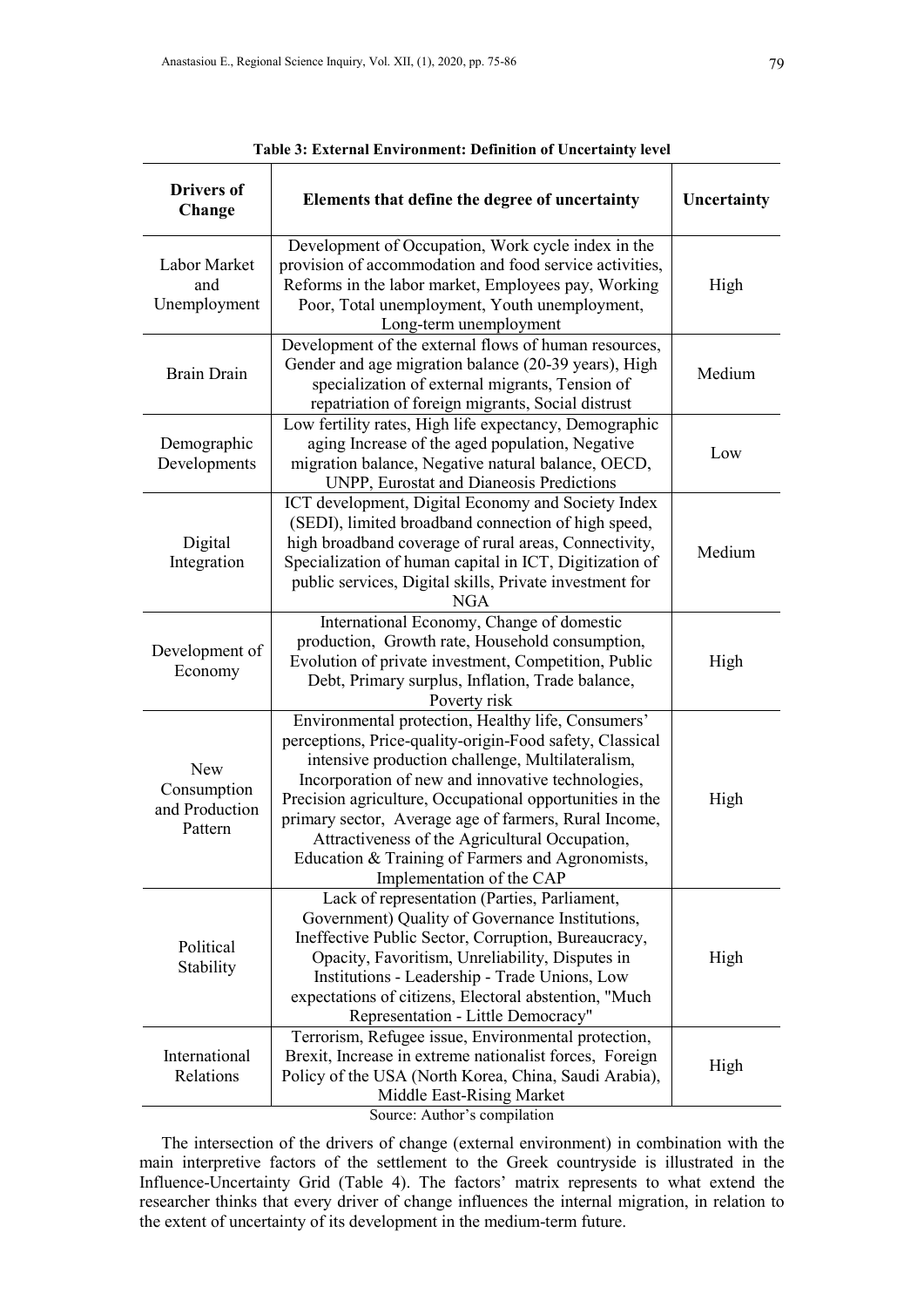**Table 3: External Environment: Definition of Uncertainty level**

| Drivers of Change | Elements that define the degree of uncertainty | Uncertainty |
|---|---|---|
| Labor Market and Unemployment | Development of Occupation, Work cycle index in the provision of accommodation and food service activities, Reforms in the labor market, Employees pay, Working Poor, Total unemployment, Youth unemployment, Long-term unemployment | High |
| Brain Drain | Development of the external flows of human resources, Gender and age migration balance (20-39 years), High specialization of external migrants, Tension of repatriation of foreign migrants, Social distrust | Medium |
| Demographic Developments | Low fertility rates, High life expectancy, Demographic aging Increase of the aged population, Negative migration balance, Negative natural balance, OECD, UNPP, Eurostat and Dianeosis Predictions | Low |
| Digital Integration | ICT development, Digital Economy and Society Index (SEDI), limited broadband connection of high speed, high broadband coverage of rural areas, Connectivity, Specialization of human capital in ICT, Digitization of public services, Digital skills, Private investment for NGA | Medium |
| Development of Economy | International Economy, Change of domestic production, Growth rate, Household consumption, Evolution of private investment, Competition, Public Debt, Primary surplus, Inflation, Trade balance, Poverty risk | High |
| New Consumption and Production Pattern | Environmental protection, Healthy life, Consumers' perceptions, Price-quality-origin-Food safety, Classical intensive production challenge, Multilateralism, Incorporation of new and innovative technologies, Precision agriculture, Occupational opportunities in the primary sector, Average age of farmers, Rural Income, Attractiveness of the Agricultural Occupation, Education & Training of Farmers and Agronomists, Implementation of the CAP | High |
| Political Stability | Lack of representation (Parties, Parliament, Government) Quality of Governance Institutions, Ineffective Public Sector, Corruption, Bureaucracy, Opacity, Favoritism, Unreliability, Disputes in Institutions - Leadership - Trade Unions, Low expectations of citizens, Electoral abstention, "Much Representation - Little Democracy" | High |
| International Relations | Terrorism, Refugee issue, Environmental protection, Brexit, Increase in extreme nationalist forces, Foreign Policy of the USA (North Korea, China, Saudi Arabia), Middle East-Rising Market | High |

Source: Author's compilation

The intersection of the drivers of change (external environment) in combination with the main interpretive factors of the settlement to the Greek countryside is illustrated in the Influence-Uncertainty Grid (Table 4). The factors' matrix represents to what extend the researcher thinks that every driver of change influences the internal migration, in relation to the extent of uncertainty of its development in the medium-term future.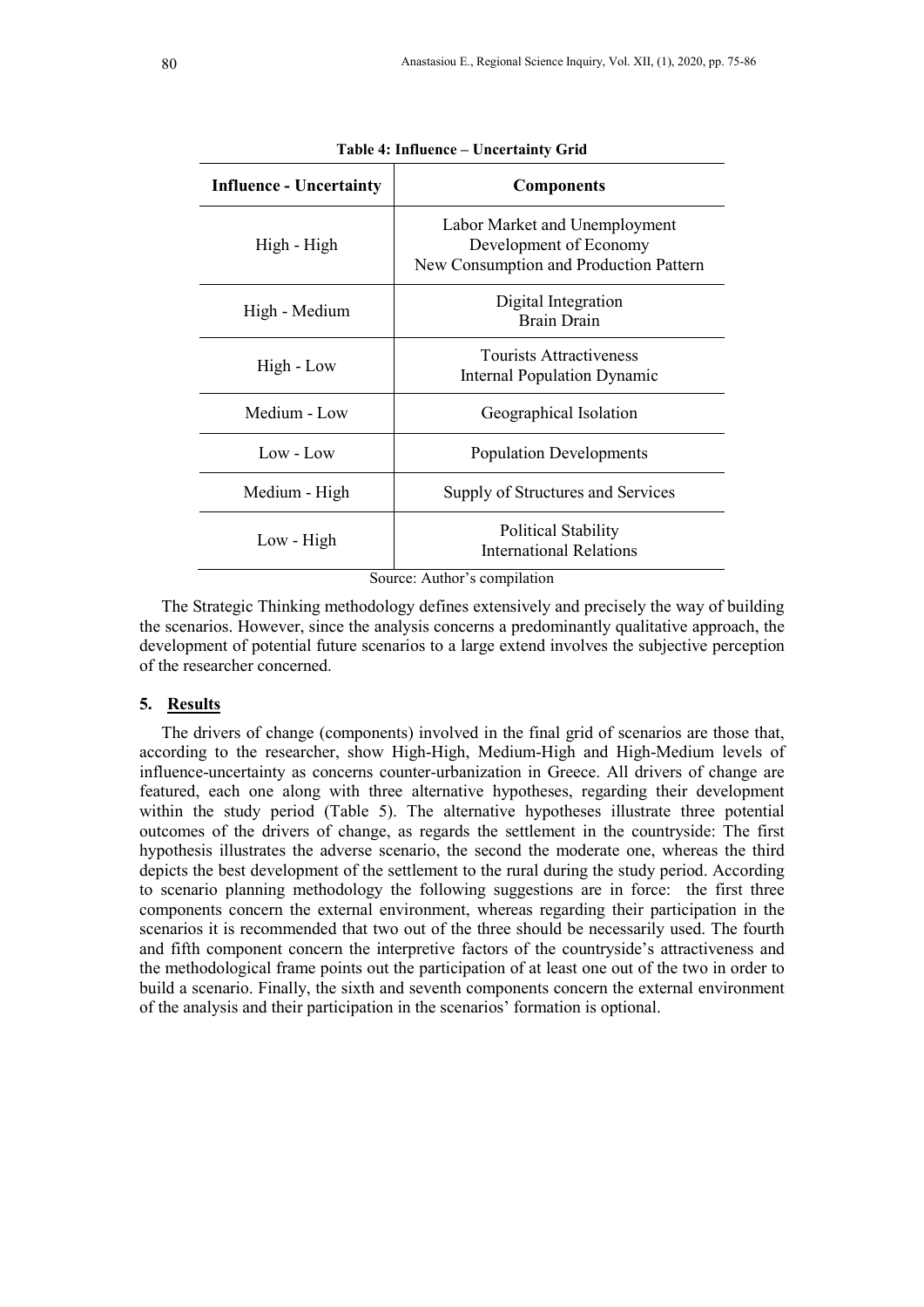**Table 4: Influence – Uncertainty Grid**

| Influence - Uncertainty | Components |
|---|---|
| High - High | Labor Market and Unemployment<br>Development of Economy<br>New Consumption and Production Pattern |
| High - Medium | Digital Integration<br>Brain Drain |
| High - Low | Tourists Attractiveness<br>Internal Population Dynamic |
| Medium - Low | Geographical Isolation |
| Low - Low | Population Developments |
| Medium - High | Supply of Structures and Services |
| Low - High | Political Stability<br>International Relations |

Source: Author's compilation

The Strategic Thinking methodology defines extensively and precisely the way of building the scenarios. However, since the analysis concerns a predominantly qualitative approach, the development of potential future scenarios to a large extend involves the subjective perception of the researcher concerned.

## 5. Results

The drivers of change (components) involved in the final grid of scenarios are those that, according to the researcher, show High-High, Medium-High and High-Medium levels of influence-uncertainty as concerns counter-urbanization in Greece. All drivers of change are featured, each one along with three alternative hypotheses, regarding their development within the study period (Table 5). The alternative hypotheses illustrate three potential outcomes of the drivers of change, as regards the settlement in the countryside: The first hypothesis illustrates the adverse scenario, the second the moderate one, whereas the third depicts the best development of the settlement to the rural during the study period. According to scenario planning methodology the following suggestions are in force: the first three components concern the external environment, whereas regarding their participation in the scenarios it is recommended that two out of the three should be necessarily used. The fourth and fifth component concern the interpretive factors of the countryside's attractiveness and the methodological frame points out the participation of at least one out of the two in order to build a scenario. Finally, the sixth and seventh components concern the external environment of the analysis and their participation in the scenarios' formation is optional.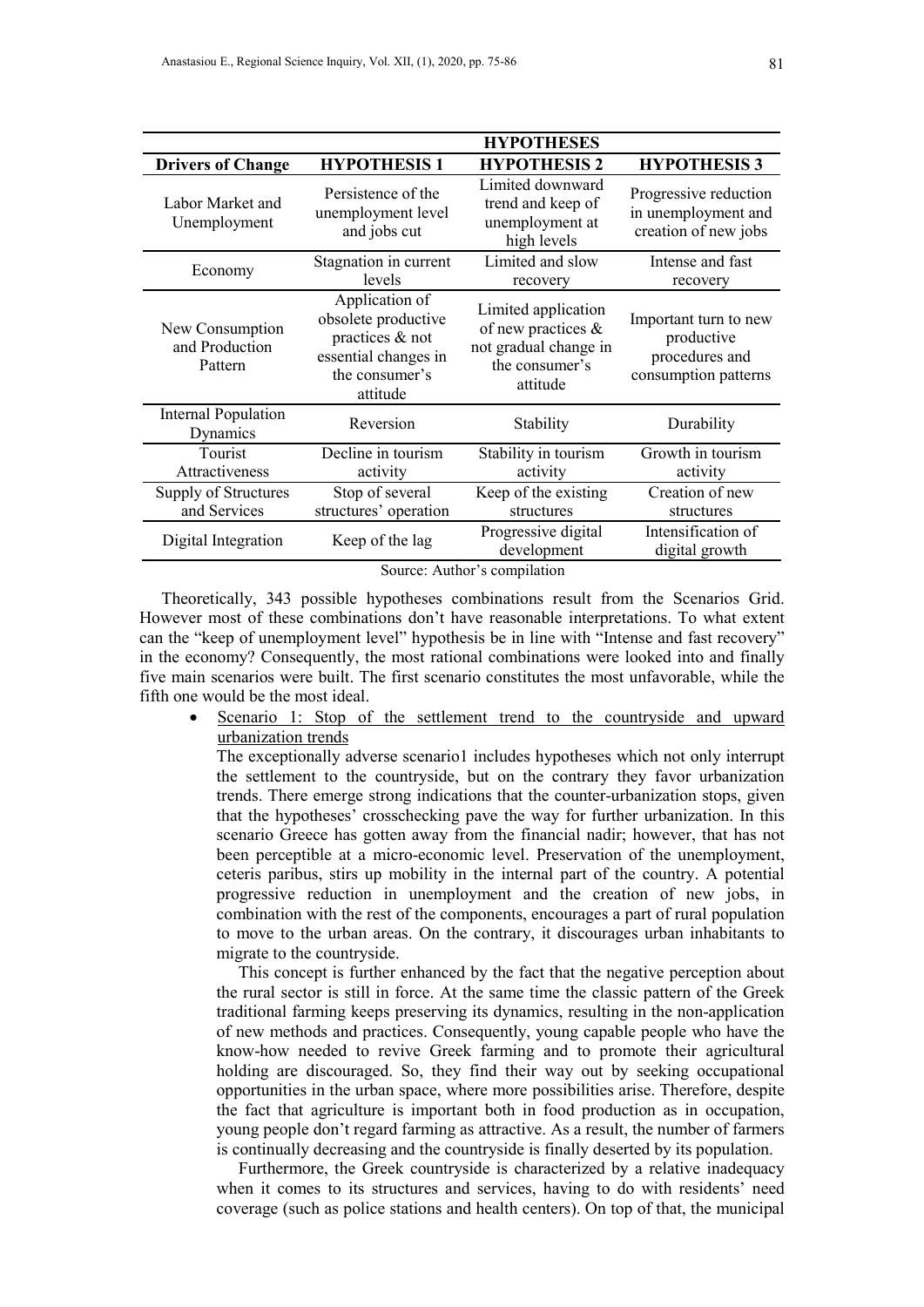| | HYPOTHESES | | |
|---|---|---|---|
| **Drivers of Change** | **HYPOTHESIS 1** | **HYPOTHESIS 2** | **HYPOTHESIS 3** |
| Labor Market and Unemployment | Persistence of the unemployment level and jobs cut | Limited downward trend and keep of unemployment at high levels | Progressive reduction in unemployment and creation of new jobs |
| Economy | Stagnation in current levels | Limited and slow recovery | Intense and fast recovery |
| New Consumption and Production Pattern | Application of obsolete productive practices & not essential changes in the consumer's attitude | Limited application of new practices & not gradual change in the consumer's attitude | Important turn to new productive procedures and consumption patterns |
| Internal Population Dynamics | Reversion | Stability | Durability |
| Tourist Attractiveness | Decline in tourism activity | Stability in tourism activity | Growth in tourism activity |
| Supply of Structures and Services | Stop of several structures' operation | Keep of the existing structures | Creation of new structures |
| Digital Integration | Keep of the lag | Progressive digital development | Intensification of digital growth |

Source: Author's compilation

Theoretically, 343 possible hypotheses combinations result from the Scenarios Grid. However most of these combinations don't have reasonable interpretations. To what extent can the "keep of unemployment level" hypothesis be in line with "Intense and fast recovery" in the economy? Consequently, the most rational combinations were looked into and finally five main scenarios were built. The first scenario constitutes the most unfavorable, while the fifth one would be the most ideal.

- Scenario 1: Stop of the settlement trend to the countryside and upward urbanization trends

  The exceptionally adverse scenario1 includes hypotheses which not only interrupt the settlement to the countryside, but on the contrary they favor urbanization trends. There emerge strong indications that the counter-urbanization stops, given that the hypotheses' crosschecking pave the way for further urbanization. In this scenario Greece has gotten away from the financial nadir; however, that has not been perceptible at a micro-economic level. Preservation of the unemployment, ceteris paribus, stirs up mobility in the internal part of the country. A potential progressive reduction in unemployment and the creation of new jobs, in combination with the rest of the components, encourages a part of rural population to move to the urban areas. On the contrary, it discourages urban inhabitants to migrate to the countryside.

  This concept is further enhanced by the fact that the negative perception about the rural sector is still in force. At the same time the classic pattern of the Greek traditional farming keeps preserving its dynamics, resulting in the non-application of new methods and practices. Consequently, young capable people who have the know-how needed to revive Greek farming and to promote their agricultural holding are discouraged. So, they find their way out by seeking occupational opportunities in the urban space, where more possibilities arise. Therefore, despite the fact that agriculture is important both in food production as in occupation, young people don't regard farming as attractive. As a result, the number of farmers is continually decreasing and the countryside is finally deserted by its population.

  Furthermore, the Greek countryside is characterized by a relative inadequacy when it comes to its structures and services, having to do with residents' need coverage (such as police stations and health centers). On top of that, the municipal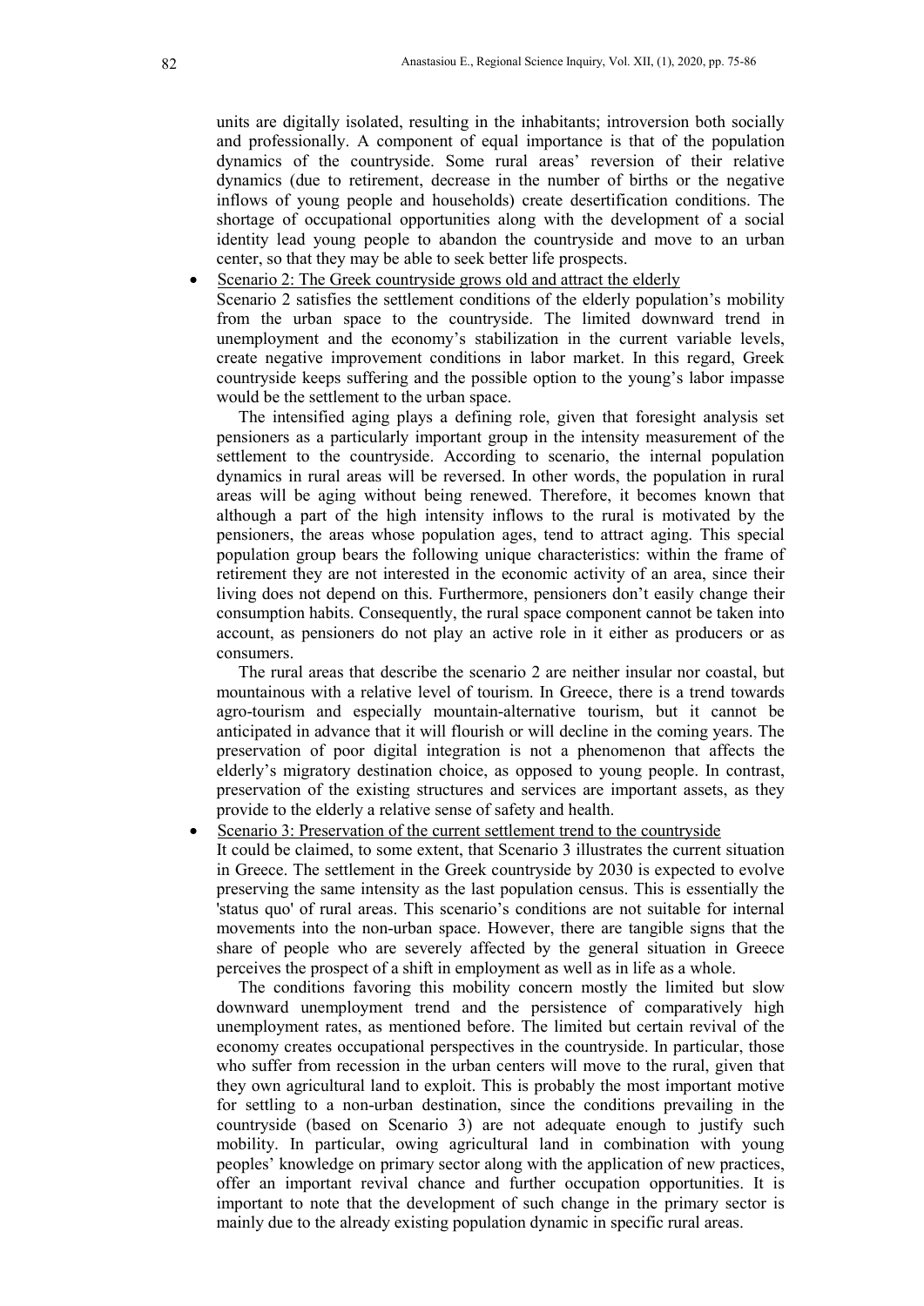units are digitally isolated, resulting in the inhabitants; introversion both socially and professionally. A component of equal importance is that of the population dynamics of the countryside. Some rural areas' reversion of their relative dynamics (due to retirement, decrease in the number of births or the negative inflows of young people and households) create desertification conditions. The shortage of occupational opportunities along with the development of a social identity lead young people to abandon the countryside and move to an urban center, so that they may be able to seek better life prospects.

- Scenario 2: The Greek countryside grows old and attract the elderly

  Scenario 2 satisfies the settlement conditions of the elderly population's mobility from the urban space to the countryside. The limited downward trend in unemployment and the economy's stabilization in the current variable levels, create negative improvement conditions in labor market. In this regard, Greek countryside keeps suffering and the possible option to the young's labor impasse would be the settlement to the urban space.

  The intensified aging plays a defining role, given that foresight analysis set pensioners as a particularly important group in the intensity measurement of the settlement to the countryside. According to scenario, the internal population dynamics in rural areas will be reversed. In other words, the population in rural areas will be aging without being renewed. Therefore, it becomes known that although a part of the high intensity inflows to the rural is motivated by the pensioners, the areas whose population ages, tend to attract aging. This special population group bears the following unique characteristics: within the frame of retirement they are not interested in the economic activity of an area, since their living does not depend on this. Furthermore, pensioners don't easily change their consumption habits. Consequently, the rural space component cannot be taken into account, as pensioners do not play an active role in it either as producers or as consumers.

  The rural areas that describe the scenario 2 are neither insular nor coastal, but mountainous with a relative level of tourism. In Greece, there is a trend towards agro-tourism and especially mountain-alternative tourism, but it cannot be anticipated in advance that it will flourish or will decline in the coming years. The preservation of poor digital integration is not a phenomenon that affects the elderly's migratory destination choice, as opposed to young people. In contrast, preservation of the existing structures and services are important assets, as they provide to the elderly a relative sense of safety and health.

- Scenario 3: Preservation of the current settlement trend to the countryside

  It could be claimed, to some extent, that Scenario 3 illustrates the current situation in Greece. The settlement in the Greek countryside by 2030 is expected to evolve preserving the same intensity as the last population census. This is essentially the 'status quo' of rural areas. This scenario's conditions are not suitable for internal movements into the non-urban space. However, there are tangible signs that the share of people who are severely affected by the general situation in Greece perceives the prospect of a shift in employment as well as in life as a whole.

  The conditions favoring this mobility concern mostly the limited but slow downward unemployment trend and the persistence of comparatively high unemployment rates, as mentioned before. The limited but certain revival of the economy creates occupational perspectives in the countryside. In particular, those who suffer from recession in the urban centers will move to the rural, given that they own agricultural land to exploit. This is probably the most important motive for settling to a non-urban destination, since the conditions prevailing in the countryside (based on Scenario 3) are not adequate enough to justify such mobility. In particular, owing agricultural land in combination with young peoples' knowledge on primary sector along with the application of new practices, offer an important revival chance and further occupation opportunities. It is important to note that the development of such change in the primary sector is mainly due to the already existing population dynamic in specific rural areas.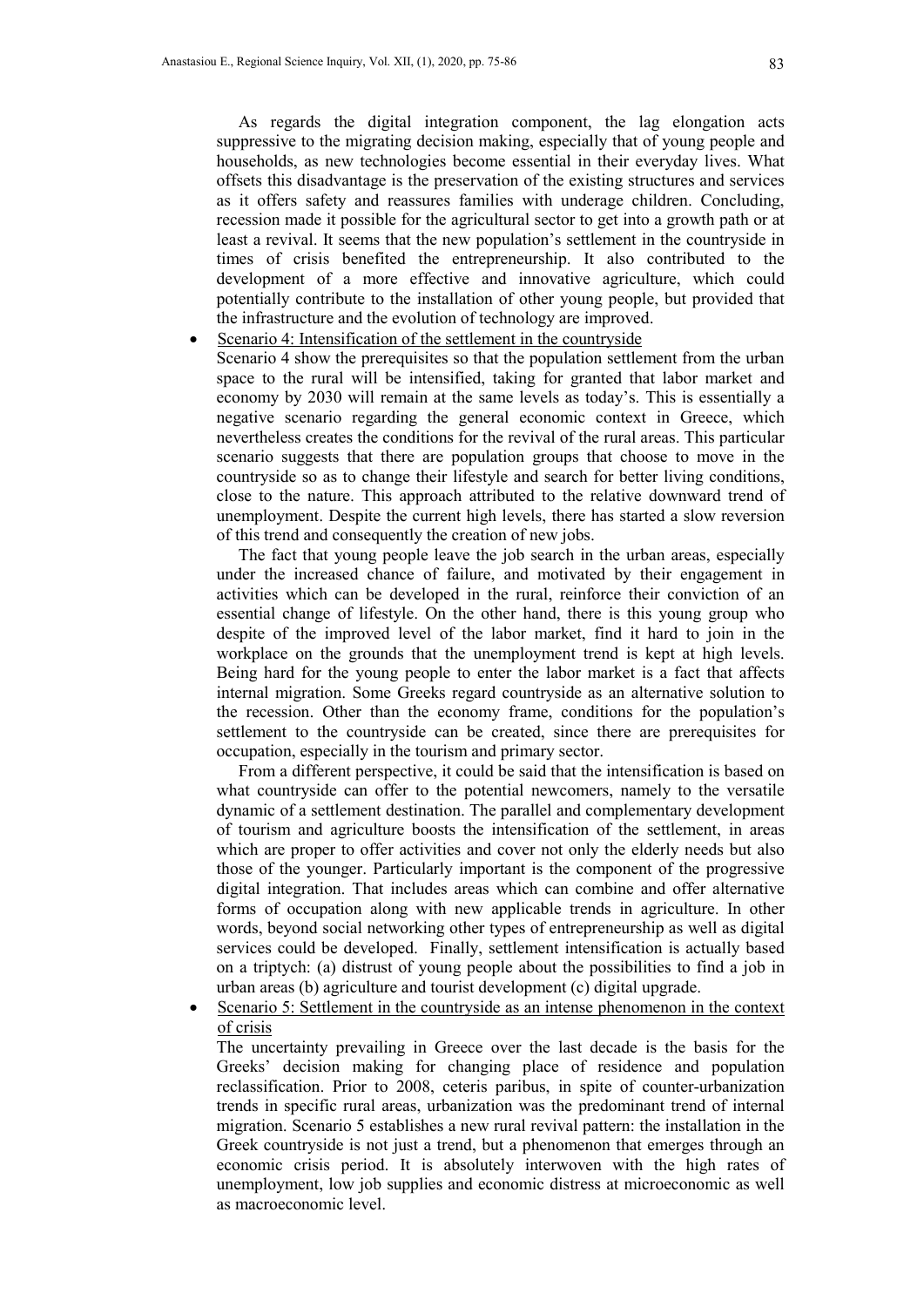As regards the digital integration component, the lag elongation acts suppressive to the migrating decision making, especially that of young people and households, as new technologies become essential in their everyday lives. What offsets this disadvantage is the preservation of the existing structures and services as it offers safety and reassures families with underage children. Concluding, recession made it possible for the agricultural sector to get into a growth path or at least a revival. It seems that the new population's settlement in the countryside in times of crisis benefited the entrepreneurship. It also contributed to the development of a more effective and innovative agriculture, which could potentially contribute to the installation of other young people, but provided that the infrastructure and the evolution of technology are improved.

- Scenario 4: Intensification of the settlement in the countryside

  Scenario 4 show the prerequisites so that the population settlement from the urban space to the rural will be intensified, taking for granted that labor market and economy by 2030 will remain at the same levels as today's. This is essentially a negative scenario regarding the general economic context in Greece, which nevertheless creates the conditions for the revival of the rural areas. This particular scenario suggests that there are population groups that choose to move in the countryside so as to change their lifestyle and search for better living conditions, close to the nature. This approach attributed to the relative downward trend of unemployment. Despite the current high levels, there has started a slow reversion of this trend and consequently the creation of new jobs.

  The fact that young people leave the job search in the urban areas, especially under the increased chance of failure, and motivated by their engagement in activities which can be developed in the rural, reinforce their conviction of an essential change of lifestyle. On the other hand, there is this young group who despite of the improved level of the labor market, find it hard to join in the workplace on the grounds that the unemployment trend is kept at high levels. Being hard for the young people to enter the labor market is a fact that affects internal migration. Some Greeks regard countryside as an alternative solution to the recession. Other than the economy frame, conditions for the population's settlement to the countryside can be created, since there are prerequisites for occupation, especially in the tourism and primary sector.

  From a different perspective, it could be said that the intensification is based on what countryside can offer to the potential newcomers, namely to the versatile dynamic of a settlement destination. The parallel and complementary development of tourism and agriculture boosts the intensification of the settlement, in areas which are proper to offer activities and cover not only the elderly needs but also those of the younger. Particularly important is the component of the progressive digital integration. That includes areas which can combine and offer alternative forms of occupation along with new applicable trends in agriculture. In other words, beyond social networking other types of entrepreneurship as well as digital services could be developed. Finally, settlement intensification is actually based on a triptych: (a) distrust of young people about the possibilities to find a job in urban areas (b) agriculture and tourist development (c) digital upgrade.

- Scenario 5: Settlement in the countryside as an intense phenomenon in the context of crisis

  The uncertainty prevailing in Greece over the last decade is the basis for the Greeks' decision making for changing place of residence and population reclassification. Prior to 2008, ceteris paribus, in spite of counter-urbanization trends in specific rural areas, urbanization was the predominant trend of internal migration. Scenario 5 establishes a new rural revival pattern: the installation in the Greek countryside is not just a trend, but a phenomenon that emerges through an economic crisis period. It is absolutely interwoven with the high rates of unemployment, low job supplies and economic distress at microeconomic as well as macroeconomic level.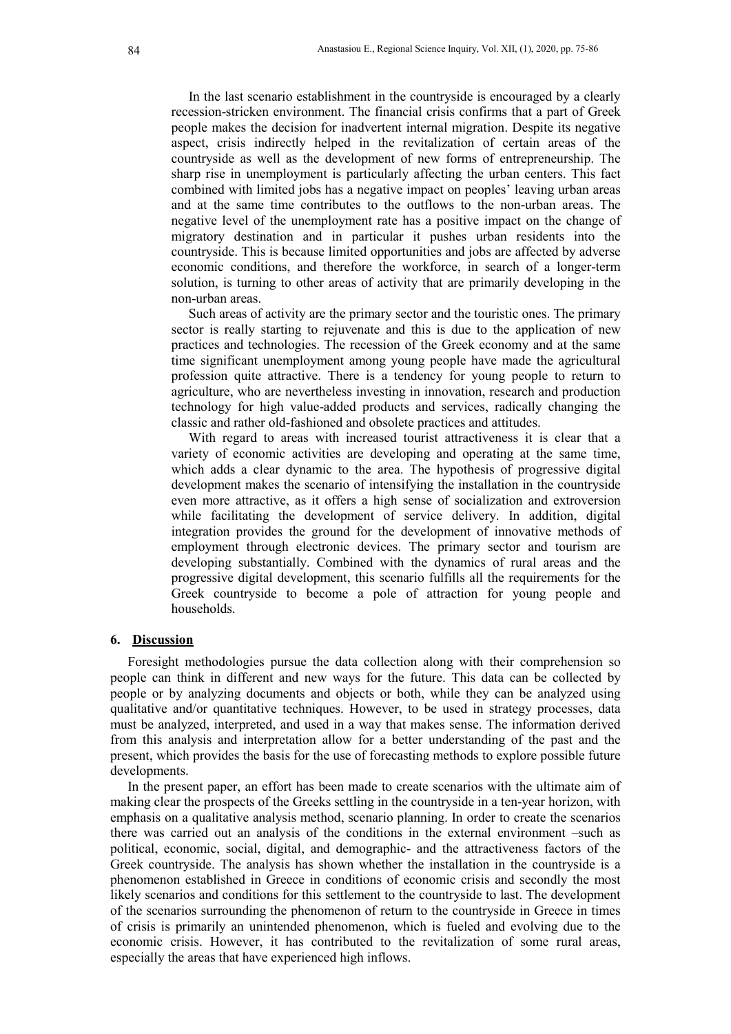In the last scenario establishment in the countryside is encouraged by a clearly recession-stricken environment. The financial crisis confirms that a part of Greek people makes the decision for inadvertent internal migration. Despite its negative aspect, crisis indirectly helped in the revitalization of certain areas of the countryside as well as the development of new forms of entrepreneurship. The sharp rise in unemployment is particularly affecting the urban centers. This fact combined with limited jobs has a negative impact on peoples' leaving urban areas and at the same time contributes to the outflows to the non-urban areas. The negative level of the unemployment rate has a positive impact on the change of migratory destination and in particular it pushes urban residents into the countryside. This is because limited opportunities and jobs are affected by adverse economic conditions, and therefore the workforce, in search of a longer-term solution, is turning to other areas of activity that are primarily developing in the non-urban areas.

Such areas of activity are the primary sector and the touristic ones. The primary sector is really starting to rejuvenate and this is due to the application of new practices and technologies. The recession of the Greek economy and at the same time significant unemployment among young people have made the agricultural profession quite attractive. There is a tendency for young people to return to agriculture, who are nevertheless investing in innovation, research and production technology for high value-added products and services, radically changing the classic and rather old-fashioned and obsolete practices and attitudes.

With regard to areas with increased tourist attractiveness it is clear that a variety of economic activities are developing and operating at the same time, which adds a clear dynamic to the area. The hypothesis of progressive digital development makes the scenario of intensifying the installation in the countryside even more attractive, as it offers a high sense of socialization and extroversion while facilitating the development of service delivery. In addition, digital integration provides the ground for the development of innovative methods of employment through electronic devices. The primary sector and tourism are developing substantially. Combined with the dynamics of rural areas and the progressive digital development, this scenario fulfills all the requirements for the Greek countryside to become a pole of attraction for young people and households.

## 6. Discussion

Foresight methodologies pursue the data collection along with their comprehension so people can think in different and new ways for the future. This data can be collected by people or by analyzing documents and objects or both, while they can be analyzed using qualitative and/or quantitative techniques. However, to be used in strategy processes, data must be analyzed, interpreted, and used in a way that makes sense. The information derived from this analysis and interpretation allow for a better understanding of the past and the present, which provides the basis for the use of forecasting methods to explore possible future developments.

In the present paper, an effort has been made to create scenarios with the ultimate aim of making clear the prospects of the Greeks settling in the countryside in a ten-year horizon, with emphasis on a qualitative analysis method, scenario planning. In order to create the scenarios there was carried out an analysis of the conditions in the external environment –such as political, economic, social, digital, and demographic- and the attractiveness factors of the Greek countryside. The analysis has shown whether the installation in the countryside is a phenomenon established in Greece in conditions of economic crisis and secondly the most likely scenarios and conditions for this settlement to the countryside to last. The development of the scenarios surrounding the phenomenon of return to the countryside in Greece in times of crisis is primarily an unintended phenomenon, which is fueled and evolving due to the economic crisis. However, it has contributed to the revitalization of some rural areas, especially the areas that have experienced high inflows.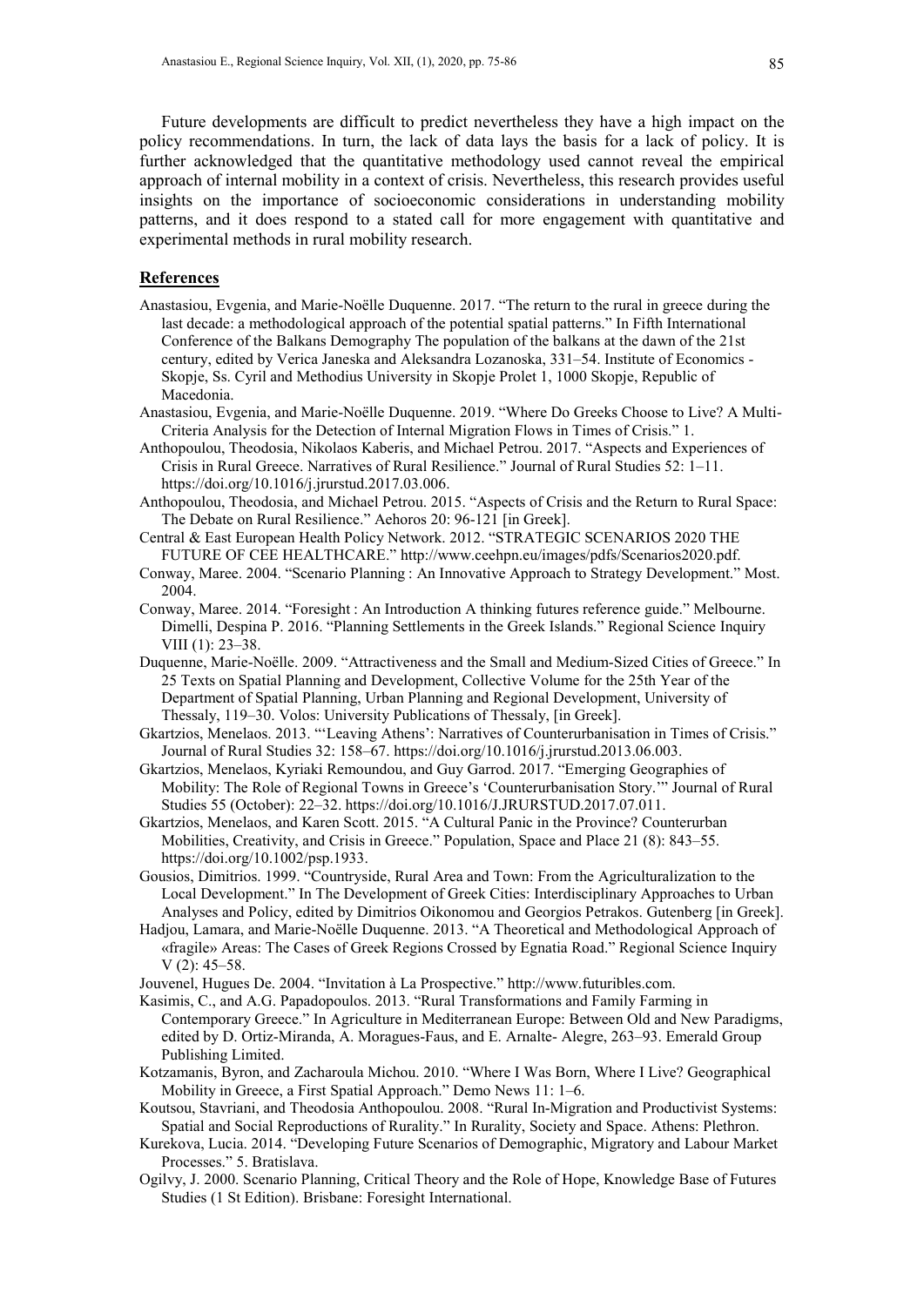Future developments are difficult to predict nevertheless they have a high impact on the policy recommendations. In turn, the lack of data lays the basis for a lack of policy. It is further acknowledged that the quantitative methodology used cannot reveal the empirical approach of internal mobility in a context of crisis. Nevertheless, this research provides useful insights on the importance of socioeconomic considerations in understanding mobility patterns, and it does respond to a stated call for more engagement with quantitative and experimental methods in rural mobility research.

## References

Anastasiou, Evgenia, and Marie-Noëlle Duquenne. 2017. "The return to the rural in greece during the last decade: a methodological approach of the potential spatial patterns." In Fifth International Conference of the Balkans Demography The population of the balkans at the dawn of the 21st century, edited by Verica Janeska and Aleksandra Lozanoska, 331–54. Institute of Economics - Skopje, Ss. Cyril and Methodius University in Skopje Prolet 1, 1000 Skopje, Republic of Macedonia.

Anastasiou, Evgenia, and Marie-Noëlle Duquenne. 2019. "Where Do Greeks Choose to Live? A Multi-Criteria Analysis for the Detection of Internal Migration Flows in Times of Crisis." 1.

Anthopoulou, Theodosia, Nikolaos Kaberis, and Michael Petrou. 2017. "Aspects and Experiences of Crisis in Rural Greece. Narratives of Rural Resilience." Journal of Rural Studies 52: 1–11. https://doi.org/10.1016/j.jrurstud.2017.03.006.

Anthopoulou, Theodosia, and Michael Petrou. 2015. "Aspects of Crisis and the Return to Rural Space: The Debate on Rural Resilience." Aehoros 20: 96-121 [in Greek].

Central & East European Health Policy Network. 2012. "STRATEGIC SCENARIOS 2020 THE FUTURE OF CEE HEALTHCARE." http://www.ceehpn.eu/images/pdfs/Scenarios2020.pdf.

Conway, Maree. 2004. "Scenario Planning : An Innovative Approach to Strategy Development." Most. 2004.

Conway, Maree. 2014. "Foresight : An Introduction A thinking futures reference guide." Melbourne.

Dimelli, Despina P. 2016. "Planning Settlements in the Greek Islands." Regional Science Inquiry VIII (1): 23–38.

Duquenne, Marie-Noëlle. 2009. "Attractiveness and the Small and Medium-Sized Cities of Greece." In 25 Texts on Spatial Planning and Development, Collective Volume for the 25th Year of the Department of Spatial Planning, Urban Planning and Regional Development, University of Thessaly, 119–30. Volos: University Publications of Thessaly, [in Greek].

Gkartzios, Menelaos. 2013. "'Leaving Athens': Narratives of Counterurbanisation in Times of Crisis." Journal of Rural Studies 32: 158–67. https://doi.org/10.1016/j.jrurstud.2013.06.003.

Gkartzios, Menelaos, Kyriaki Remoundou, and Guy Garrod. 2017. "Emerging Geographies of Mobility: The Role of Regional Towns in Greece's 'Counterurbanisation Story.'" Journal of Rural Studies 55 (October): 22–32. https://doi.org/10.1016/J.JRURSTUD.2017.07.011.

Gkartzios, Menelaos, and Karen Scott. 2015. "A Cultural Panic in the Province? Counterurban Mobilities, Creativity, and Crisis in Greece." Population, Space and Place 21 (8): 843–55. https://doi.org/10.1002/psp.1933.

Gousios, Dimitrios. 1999. "Countryside, Rural Area and Town: From the Agriculturalization to the Local Development." In The Development of Greek Cities: Interdisciplinary Approaches to Urban Analyses and Policy, edited by Dimitrios Oikonomou and Georgios Petrakos. Gutenberg [in Greek].

Hadjou, Lamara, and Marie-Noëlle Duquenne. 2013. "A Theoretical and Methodological Approach of «fragile» Areas: The Cases of Greek Regions Crossed by Egnatia Road." Regional Science Inquiry V (2): 45–58.

Jouvenel, Hugues De. 2004. "Invitation à La Prospective." http://www.futuribles.com.

Kasimis, C., and A.G. Papadopoulos. 2013. "Rural Transformations and Family Farming in Contemporary Greece." In Agriculture in Mediterranean Europe: Between Old and New Paradigms, edited by D. Ortiz-Miranda, A. Moragues-Faus, and E. Arnalte- Alegre, 263–93. Emerald Group Publishing Limited.

Kotzamanis, Byron, and Zacharoula Michou. 2010. "Where I Was Born, Where I Live? Geographical Mobility in Greece, a First Spatial Approach." Demo News 11: 1–6.

Koutsou, Stavriani, and Theodosia Anthopoulou. 2008. "Rural In-Migration and Productivist Systems: Spatial and Social Reproductions of Rurality." In Rurality, Society and Space. Athens: Plethron.

Kurekova, Lucia. 2014. "Developing Future Scenarios of Demographic, Migratory and Labour Market Processes." 5. Bratislava.

Ogilvy, J. 2000. Scenario Planning, Critical Theory and the Role of Hope, Knowledge Base of Futures Studies (1 St Edition). Brisbane: Foresight International.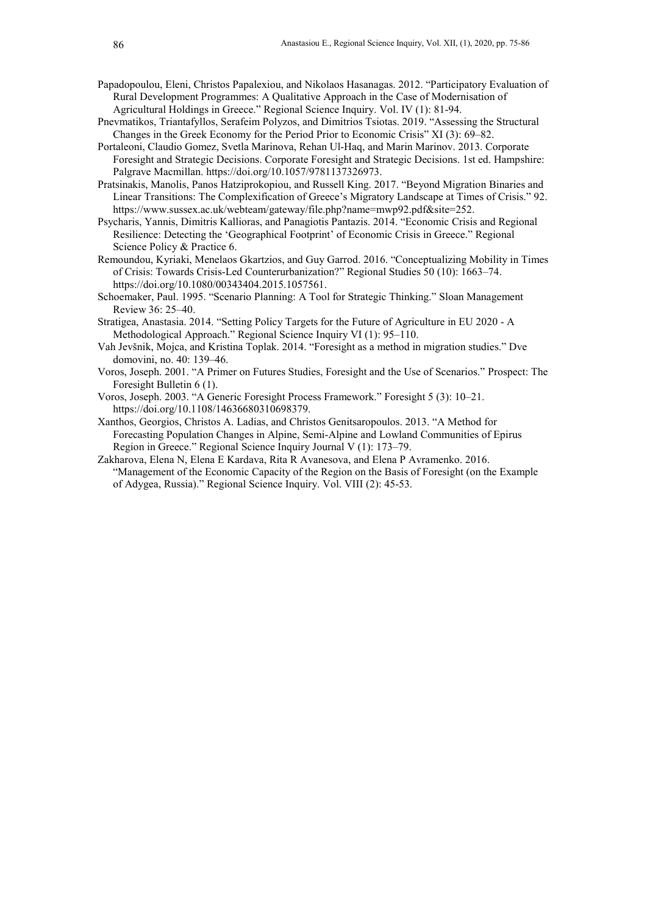Papadopoulou, Eleni, Christos Papalexiou, and Nikolaos Hasanagas. 2012. "Participatory Evaluation of Rural Development Programmes: A Qualitative Approach in the Case of Modernisation of Agricultural Holdings in Greece." Regional Science Inquiry. Vol. IV (1): 81-94.

Pnevmatikos, Triantafyllos, Serafeim Polyzos, and Dimitrios Tsiotas. 2019. "Assessing the Structural Changes in the Greek Economy for the Period Prior to Economic Crisis" XI (3): 69–82.

Portaleoni, Claudio Gomez, Svetla Marinova, Rehan Ul-Haq, and Marin Marinov. 2013. Corporate Foresight and Strategic Decisions. Corporate Foresight and Strategic Decisions. 1st ed. Hampshire: Palgrave Macmillan. https://doi.org/10.1057/9781137326973.

Pratsinakis, Manolis, Panos Hatziprokopiou, and Russell King. 2017. "Beyond Migration Binaries and Linear Transitions: The Complexification of Greece's Migratory Landscape at Times of Crisis." 92. https://www.sussex.ac.uk/webteam/gateway/file.php?name=mwp92.pdf&site=252.

Psycharis, Yannis, Dimitris Kallioras, and Panagiotis Pantazis. 2014. "Economic Crisis and Regional Resilience: Detecting the 'Geographical Footprint' of Economic Crisis in Greece." Regional Science Policy & Practice 6.

Remoundou, Kyriaki, Menelaos Gkartzios, and Guy Garrod. 2016. "Conceptualizing Mobility in Times of Crisis: Towards Crisis-Led Counterurbanization?" Regional Studies 50 (10): 1663–74. https://doi.org/10.1080/00343404.2015.1057561.

Schoemaker, Paul. 1995. "Scenario Planning: A Tool for Strategic Thinking." Sloan Management Review 36: 25–40.

Stratigea, Anastasia. 2014. "Setting Policy Targets for the Future of Agriculture in EU 2020 - A Methodological Approach." Regional Science Inquiry VI (1): 95–110.

Vah Jevšnik, Mojca, and Kristina Toplak. 2014. "Foresight as a method in migration studies." Dve domovini, no. 40: 139–46.

Voros, Joseph. 2001. "A Primer on Futures Studies, Foresight and the Use of Scenarios." Prospect: The Foresight Bulletin 6 (1).

Voros, Joseph. 2003. "A Generic Foresight Process Framework." Foresight 5 (3): 10–21. https://doi.org/10.1108/14636680310698379.

Xanthos, Georgios, Christos A. Ladias, and Christos Genitsaropoulos. 2013. "A Method for Forecasting Population Changes in Alpine, Semi-Alpine and Lowland Communities of Epirus Region in Greece." Regional Science Inquiry Journal V (1): 173–79.

Zakharova, Elena N, Elena E Kardava, Rita R Avanesova, and Elena P Avramenko. 2016. "Management of the Economic Capacity of the Region on the Basis of Foresight (on the Example of Adygea, Russia)." Regional Science Inquiry. Vol. VIII (2): 45-53.